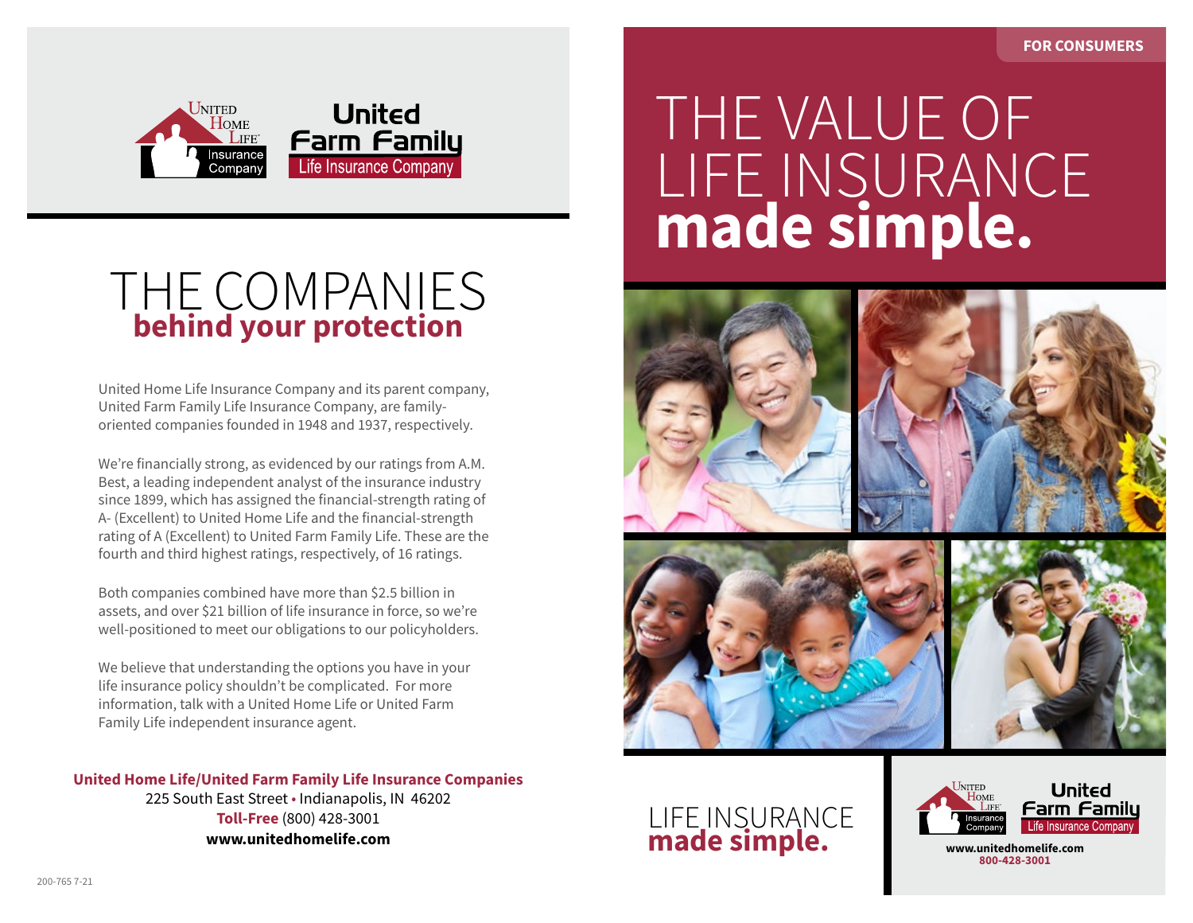United Home Life Insurance Company

United Farm Family Life Insurance Company

# THE COMPANIES behind your protection

United Home Life Insurance Company and its parent company, United Farm Family Life Insurance Company, are family-oriented companies founded in 1948 and 1937, respectively.

We're financially strong, as evidenced by our ratings from A.M. Best, a leading independent analyst of the insurance industry since 1899, which has assigned the financial-strength rating of A- (Excellent) to United Home Life and the financial-strength rating of A (Excellent) to United Farm Family Life. These are the fourth and third highest ratings, respectively, of 16 ratings.

Both companies combined have more than $2.5 billion in assets, and over $21 billion of life insurance in force, so we're well-positioned to meet our obligations to our policyholders.

We believe that understanding the options you have in your life insurance policy shouldn't be complicated. For more information, talk with a United Home Life or United Farm Family Life independent insurance agent.

**United Home Life/United Farm Family Life Insurance Companies**
225 South East Street • Indianapolis, IN 46202
**Toll-Free** (800) 428-3001
**www.unitedhomelife.com**

200-765 7-21

FOR CONSUMERS

# THE VALUE OF LIFE INSURANCE **made simple.**

LIFE INSURANCE **made simple.**

United Home Life Insurance Company

United Farm Family Life Insurance Company

**www.unitedhomelife.com**
**800-428-3001**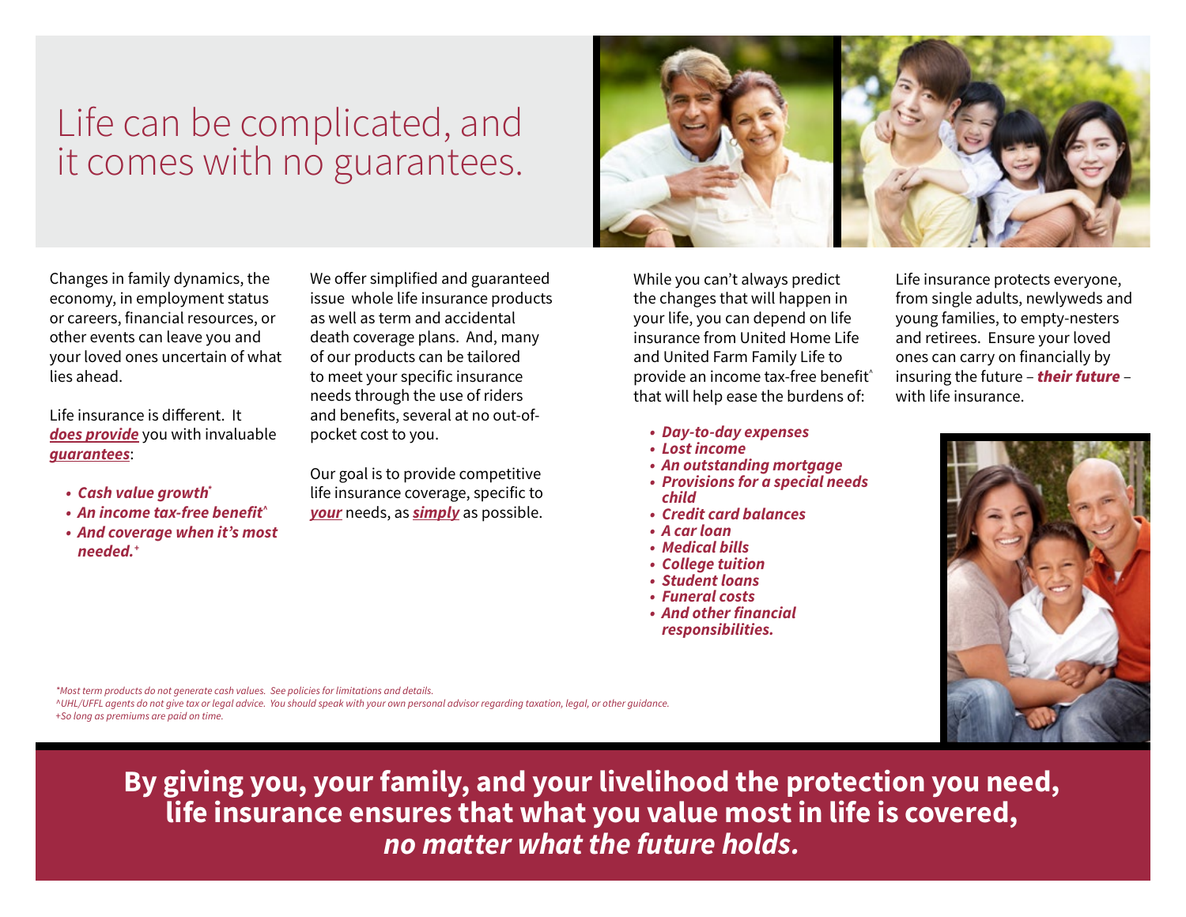# Life can be complicated, and it comes with no guarantees.

Changes in family dynamics, the economy, in employment status or careers, financial resources, or other events can leave you and your loved ones uncertain of what lies ahead.

Life insurance is different. It ***does provide*** you with invaluable ***guarantees***:

- ***Cash value growth****
- ***An income tax-free benefit^***
- ***And coverage when it's most needed.+***

We offer simplified and guaranteed issue whole life insurance products as well as term and accidental death coverage plans. And, many of our products can be tailored to meet your specific insurance needs through the use of riders and benefits, several at no out-of-pocket cost to you.

Our goal is to provide competitive life insurance coverage, specific to ***your*** needs, as ***simply*** as possible.

While you can't always predict the changes that will happen in your life, you can depend on life insurance from United Home Life and United Farm Family Life to provide an income tax-free benefit^ that will help ease the burdens of:

- ***Day-to-day expenses***
- ***Lost income***
- ***An outstanding mortgage***
- ***Provisions for a special needs child***
- ***Credit card balances***
- ***A car loan***
- ***Medical bills***
- ***College tuition***
- ***Student loans***
- ***Funeral costs***
- ***And other financial responsibilities.***

Life insurance protects everyone, from single adults, newlyweds and young families, to empty-nesters and retirees. Ensure your loved ones can carry on financially by insuring the future – ***their future*** – with life insurance.

*\*Most term products do not generate cash values. See policies for limitations and details.*
*^UHL/UFFL agents do not give tax or legal advice. You should speak with your own personal advisor regarding taxation, legal, or other guidance.*
*+So long as premiums are paid on time.*

**By giving you, your family, and your livelihood the protection you need, life insurance ensures that what you value most in life is covered, *no matter what the future holds.***